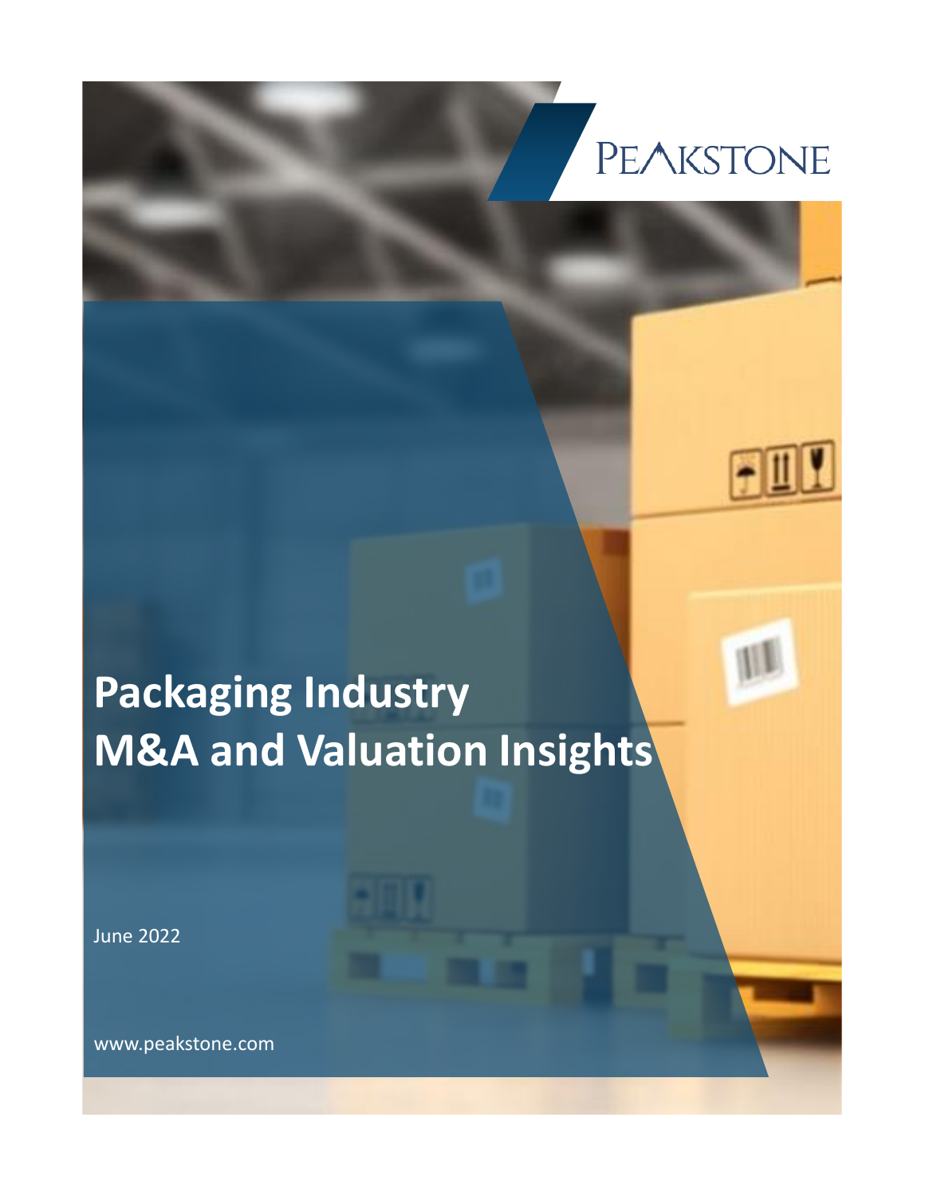PEAKSTONE

# Packaging Industry M&A and Valuation Insights

June 2022

www.peakstone.com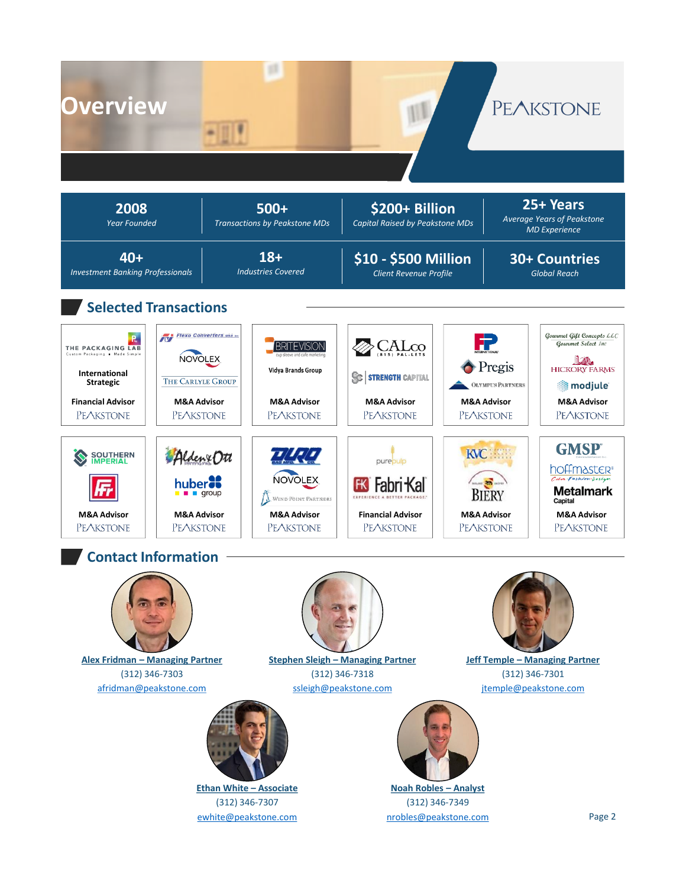# Overview

PEAKSTONE

| 2008 | 500+ | $200+ Billion | 25+ Years |
|---|---|---|---|
| *Year Founded* | *Transactions by Peakstone MDs* | *Capital Raised by Peakstone MDs* | *Average Years of Peakstone MD Experience* |
| **40+** | **18+** | **$10 - $500 Million** | **30+ Countries** |
| *Investment Banking Professionals* | *Industries Covered* | *Client Revenue Profile* | *Global Reach* |

## Selected Transactions

| | | | | | |
|---|---|---|---|---|---|
| The Packaging Lab / International Strategic | Flexo Converters USA / Novolex / The Carlyle Group | Britevision / Vidya Brands Group | CALco / Strength Capital | FP International / Pregis / Olympus Partners | Gourmet Gift Concepts LLC / Hickory Farms / modjule |
| **Financial Advisor** PEAKSTONE | **M&A Advisor** PEAKSTONE | **M&A Advisor** PEAKSTONE | **M&A Advisor** PEAKSTONE | **M&A Advisor** PEAKSTONE | **M&A Advisor** PEAKSTONE |
| Southern Imperial / FFr | Alden & Ott / huber group | Duro / Novolex / Wind Point Partners | purepulp / Fabri-Kal | KVC / Biery | GMSP / hoffmaster / Metalmark Capital |
| **M&A Advisor** PEAKSTONE | **M&A Advisor** PEAKSTONE | **M&A Advisor** PEAKSTONE | **Financial Advisor** PEAKSTONE | **M&A Advisor** PEAKSTONE | **M&A Advisor** PEAKSTONE |

## Contact Information

**Alex Fridman – Managing Partner**
(312) 346-7303
afridman@peakstone.com

**Stephen Sleigh – Managing Partner**
(312) 346-7318
ssleigh@peakstone.com

**Jeff Temple – Managing Partner**
(312) 346-7301
jtemple@peakstone.com

**Ethan White – Associate**
(312) 346-7307
ewhite@peakstone.com

**Noah Robles – Analyst**
(312) 346-7349
nrobles@peakstone.com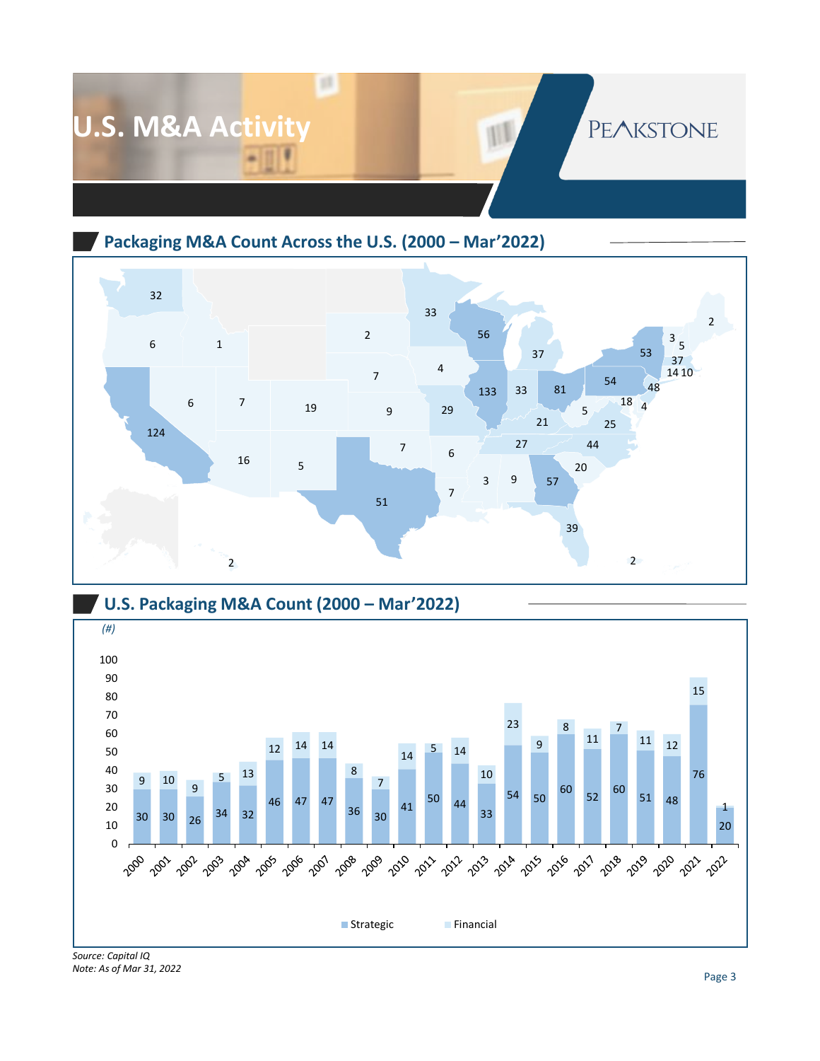# U.S. M&A Activity

## Packaging M&A Count Across the U.S. (2000 – Mar'2022)

| State | Count |
|---|---|
| Washington | 32 |
| Oregon | 6 |
| Idaho | 1 |
| California | 124 |
| Nevada | 6 |
| Utah | 7 |
| Colorado | 19 |
| Arizona | 16 |
| New Mexico | 5 |
| South Dakota | 2 |
| Nebraska | 7 |
| Kansas | 9 |
| Oklahoma | 7 |
| Texas | 51 |
| Minnesota | 33 |
| Iowa | 4 |
| Missouri | 29 |
| Arkansas | 6 |
| Louisiana | 7 |
| Wisconsin | 56 |
| Illinois | 133 |
| Michigan | 37 |
| Indiana | 33 |
| Ohio | 81 |
| Kentucky | 21 |
| Tennessee | 27 |
| Mississippi | 3 |
| Alabama | 9 |
| Georgia | 57 |
| Florida | 39 |
| South Carolina | 20 |
| North Carolina | 44 |
| Virginia | 25 |
| West Virginia | 5 |
| Pennsylvania | 54 |
| New York | 53 |
| New Jersey | 48 |
| Maryland | 18 |
| Delaware | 4 |
| Vermont | 3 |
| New Hampshire | 5 |
| Massachusetts | 37 |
| Connecticut | 14 |
| Rhode Island | 10 |
| Maine | 2 |
| Hawaii | 2 |
| Puerto Rico | 2 |

## U.S. Packaging M&A Count (2000 – Mar'2022)

(#)

| Year | Strategic | Financial |
|---|---|---|
| 2000 | 30 | 9 |
| 2001 | 30 | 10 |
| 2002 | 26 | 9 |
| 2003 | 34 | 5 |
| 2004 | 32 | 13 |
| 2005 | 46 | 12 |
| 2006 | 47 | 14 |
| 2007 | 47 | 14 |
| 2008 | 36 | 8 |
| 2009 | 30 | 7 |
| 2010 | 41 | 14 |
| 2011 | 50 | 5 |
| 2012 | 44 | 14 |
| 2013 | 33 | 10 |
| 2014 | 54 | 23 |
| 2015 | 50 | 9 |
| 2016 | 60 | 8 |
| 2017 | 52 | 11 |
| 2018 | 60 | 7 |
| 2019 | 51 | 11 |
| 2020 | 48 | 12 |
| 2021 | 76 | 15 |
| 2022 | 20 | 1 |

*Source: Capital IQ*
*Note: As of Mar 31, 2022*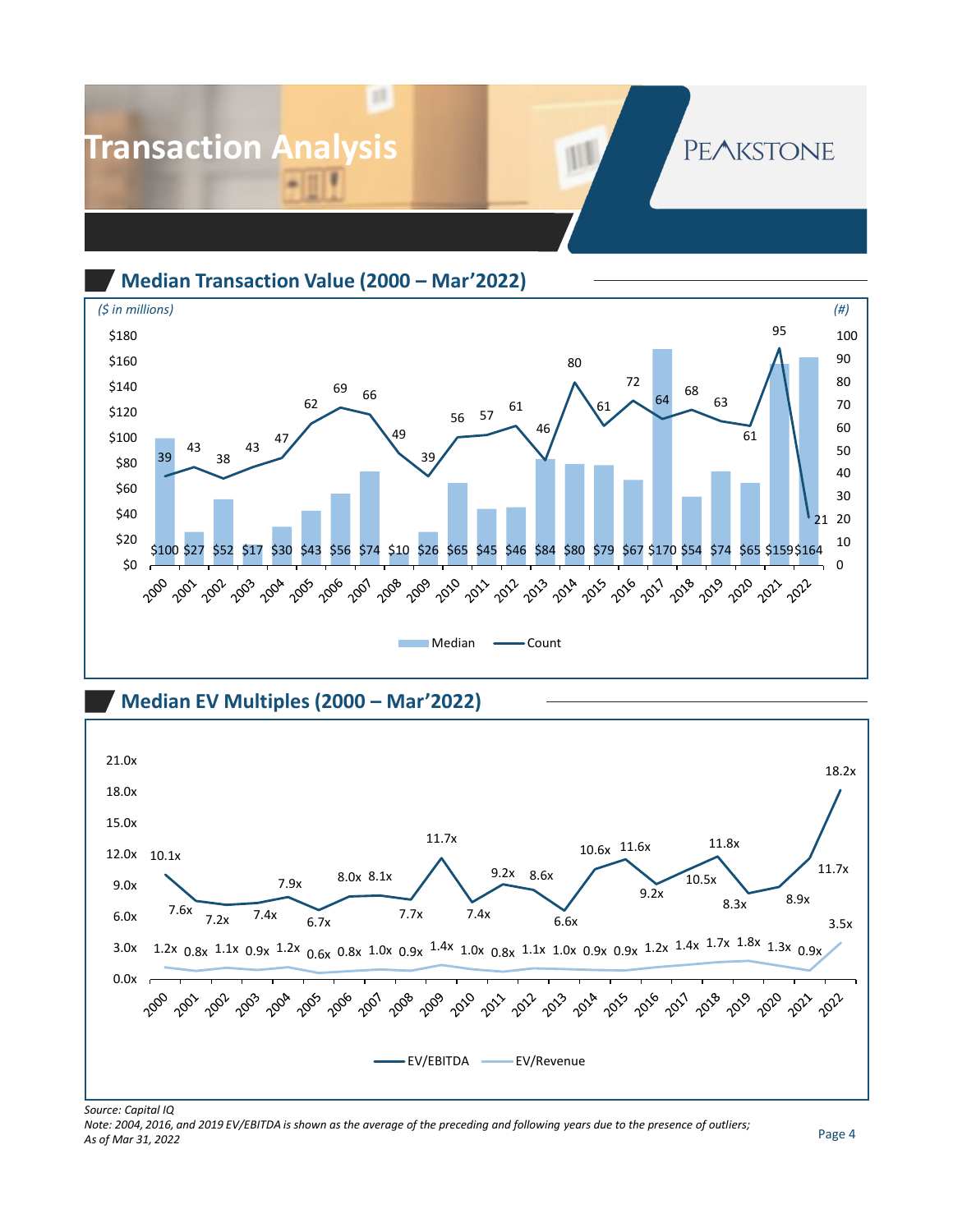# Transaction Analysis

## Median Transaction Value (2000 – Mar'2022)

*($ in millions)* *(#)*

| Year | Median | Count |
|---|---|---|
| 2000 | $100 | 39 |
| 2001 | $27 | 43 |
| 2002 | $52 | 38 |
| 2003 | $17 | 43 |
| 2004 | $30 | 47 |
| 2005 | $43 | 62 |
| 2006 | $56 | 69 |
| 2007 | $74 | 66 |
| 2008 | $10 | 49 |
| 2009 | $26 | 39 |
| 2010 | $65 | 56 |
| 2011 | $45 | 57 |
| 2012 | $46 | 61 |
| 2013 | $84 | 46 |
| 2014 | $80 | 80 |
| 2015 | $79 | 61 |
| 2016 | $67 | 72 |
| 2017 | $170 | 64 |
| 2018 | $54 | 68 |
| 2019 | $74 | 63 |
| 2020 | $65 | 61 |
| 2021 | $159 | 95 |
| 2022 | $164 | 21 |

## Median EV Multiples (2000 – Mar'2022)

| Year | EV/EBITDA | EV/Revenue |
|---|---|---|
| 2000 | 10.1x | 1.2x |
| 2001 | 7.6x | 0.8x |
| 2002 | 7.2x | 1.1x |
| 2003 | 7.4x | 0.9x |
| 2004 | 7.9x | 1.2x |
| 2005 | 6.7x | 0.6x |
| 2006 | 8.0x | 0.8x |
| 2007 | 8.1x | 1.0x |
| 2008 | 7.7x | 0.9x |
| 2009 | 11.7x | 1.4x |
| 2010 | 7.4x | 1.0x |
| 2011 | 9.2x | 0.8x |
| 2012 | 8.6x | 1.1x |
| 2013 | 6.6x | 1.0x |
| 2014 | 10.6x | 0.9x |
| 2015 | 11.6x | 0.9x |
| 2016 | 9.2x | 1.2x |
| 2017 | 10.5x | 1.4x |
| 2018 | 11.8x | 1.7x |
| 2019 | 8.3x | 1.8x |
| 2020 | 8.9x | 1.3x |
| 2021 | 11.7x | 0.9x |
| 2022 | 18.2x | 3.5x |

*Source: Capital IQ*

*Note: 2004, 2016, and 2019 EV/EBITDA is shown as the average of the preceding and following years due to the presence of outliers; As of Mar 31, 2022*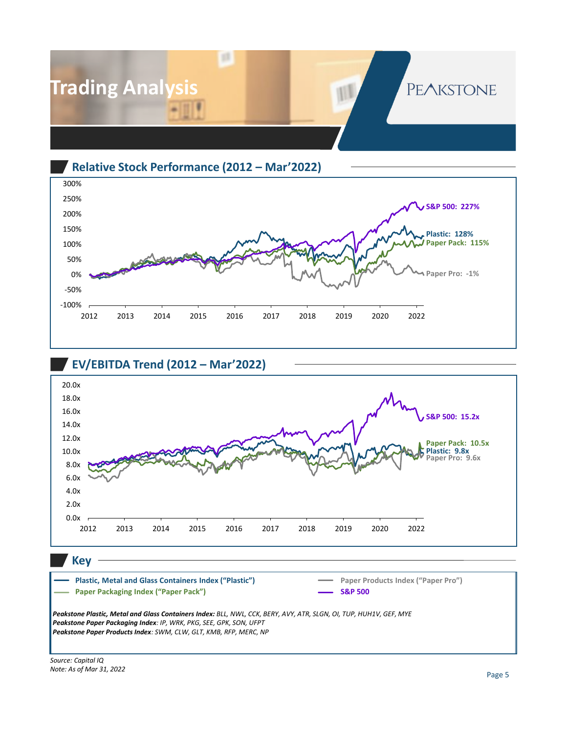# Trading Analysis

## Relative Stock Performance (2012 – Mar'2022)

S&P 500: 227%
Plastic: 128%
Paper Pack: 115%
Paper Pro: -1%

## EV/EBITDA Trend (2012 – Mar'2022)

S&P 500: 15.2x
Paper Pack: 10.5x
Plastic: 9.8x
Paper Pro: 9.6x

## Key

- Plastic, Metal and Glass Containers Index ("Plastic")
- Paper Packaging Index ("Paper Pack")
- Paper Products Index ("Paper Pro")
- S&P 500

***Peakstone Plastic, Metal and Glass Containers Index:** BLL, NWL, CCK, BERY, AVY, ATR, SLGN, OI, TUP, HUH1V, GEF, MYE*
***Peakstone Paper Packaging Index**: IP, WRK, PKG, SEE, GPK, SON, UFPT*
***Peakstone Paper Products Index**: SWM, CLW, GLT, KMB, RFP, MERC, NP*

*Source: Capital IQ*
*Note: As of Mar 31, 2022*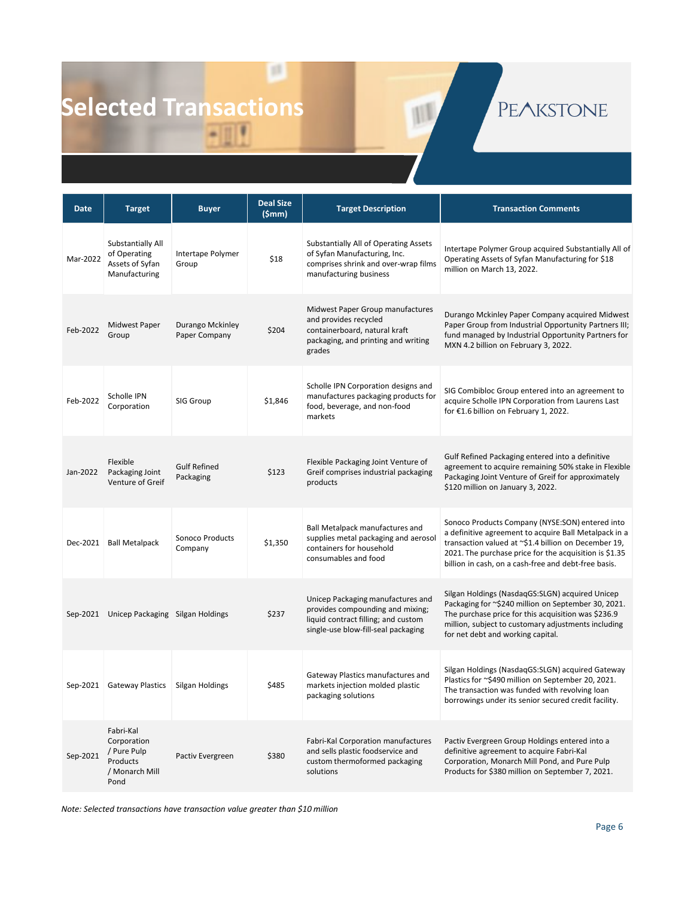# Selected Transactions

PEAKSTONE

| Date | Target | Buyer | Deal Size ($mm) | Target Description | Transaction Comments |
|---|---|---|---|---|---|
| Mar-2022 | Substantially All of Operating Assets of Syfan Manufacturing | Intertape Polymer Group | $18 | Substantially All of Operating Assets of Syfan Manufacturing, Inc. comprises shrink and over-wrap films manufacturing business | Intertape Polymer Group acquired Substantially All of Operating Assets of Syfan Manufacturing for $18 million on March 13, 2022. |
| Feb-2022 | Midwest Paper Group | Durango Mckinley Paper Company | $204 | Midwest Paper Group manufactures and provides recycled containerboard, natural kraft packaging, and printing and writing grades | Durango Mckinley Paper Company acquired Midwest Paper Group from Industrial Opportunity Partners III; fund managed by Industrial Opportunity Partners for MXN 4.2 billion on February 3, 2022. |
| Feb-2022 | Scholle IPN Corporation | SIG Group | $1,846 | Scholle IPN Corporation designs and manufactures packaging products for food, beverage, and non-food markets | SIG Combibloc Group entered into an agreement to acquire Scholle IPN Corporation from Laurens Last for €1.6 billion on February 1, 2022. |
| Jan-2022 | Flexible Packaging Joint Venture of Greif | Gulf Refined Packaging | $123 | Flexible Packaging Joint Venture of Greif comprises industrial packaging products | Gulf Refined Packaging entered into a definitive agreement to acquire remaining 50% stake in Flexible Packaging Joint Venture of Greif for approximately $120 million on January 3, 2022. |
| Dec-2021 | Ball Metalpack | Sonoco Products Company | $1,350 | Ball Metalpack manufactures and supplies metal packaging and aerosol containers for household consumables and food | Sonoco Products Company (NYSE:SON) entered into a definitive agreement to acquire Ball Metalpack in a transaction valued at ~$1.4 billion on December 19, 2021. The purchase price for the acquisition is $1.35 billion in cash, on a cash-free and debt-free basis. |
| Sep-2021 | Unicep Packaging | Silgan Holdings | $237 | Unicep Packaging manufactures and provides compounding and mixing; liquid contract filling; and custom single-use blow-fill-seal packaging | Silgan Holdings (NasdaqGS:SLGN) acquired Unicep Packaging for ~$240 million on September 30, 2021. The purchase price for this acquisition was $236.9 million, subject to customary adjustments including for net debt and working capital. |
| Sep-2021 | Gateway Plastics | Silgan Holdings | $485 | Gateway Plastics manufactures and markets injection molded plastic packaging solutions | Silgan Holdings (NasdaqGS:SLGN) acquired Gateway Plastics for ~$490 million on September 20, 2021. The transaction was funded with revolving loan borrowings under its senior secured credit facility. |
| Sep-2021 | Fabri-Kal Corporation / Pure Pulp Products / Monarch Mill Pond | Pactiv Evergreen | $380 | Fabri-Kal Corporation manufactures and sells plastic foodservice and custom thermoformed packaging solutions | Pactiv Evergreen Group Holdings entered into a definitive agreement to acquire Fabri-Kal Corporation, Monarch Mill Pond, and Pure Pulp Products for $380 million on September 7, 2021. |

*Note: Selected transactions have transaction value greater than $10 million*